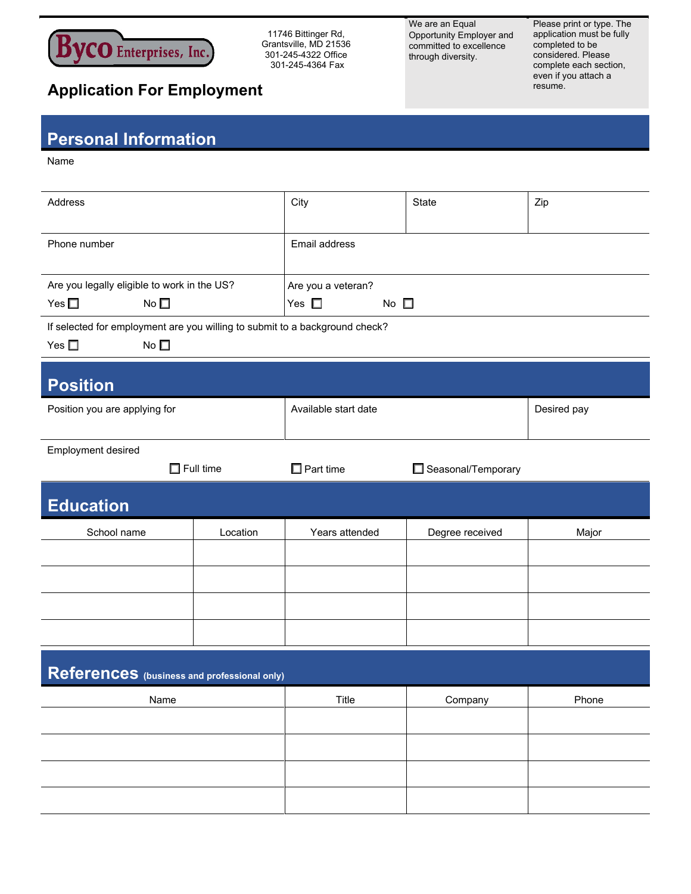**Byco Enterprises, Inc.**

11746 Bittinger Rd,
Grantsville, MD 21536
301-245-4322 Office
301-245-4364 Fax

We are an Equal Opportunity Employer and committed to excellence through diversity.

Please print or type. The application must be fully completed to be considered. Please complete each section, even if you attach a resume.

# Application For Employment

## Personal Information

Name

| Address | City | State | Zip |
|---|---|---|---|
| | | | |

| Phone number | Email address |
|---|---|
| | |

| Are you legally eligible to work in the US? Yes ☐ No ☐ | Are you a veteran? Yes ☐ No ☐ |
|---|---|

If selected for employment are you willing to submit to a background check?

Yes ☐ No ☐

## Position

| Position you are applying for | Available start date | Desired pay |
|---|---|---|
| | | |

Employment desired

☐ Full time ☐ Part time ☐ Seasonal/Temporary

## Education

| School name | Location | Years attended | Degree received | Major |
|---|---|---|---|---|
| | | | | |
| | | | | |
| | | | | |
| | | | | |

## References (business and professional only)

| Name | Title | Company | Phone |
|---|---|---|---|
| | | | |
| | | | |
| | | | |
| | | | |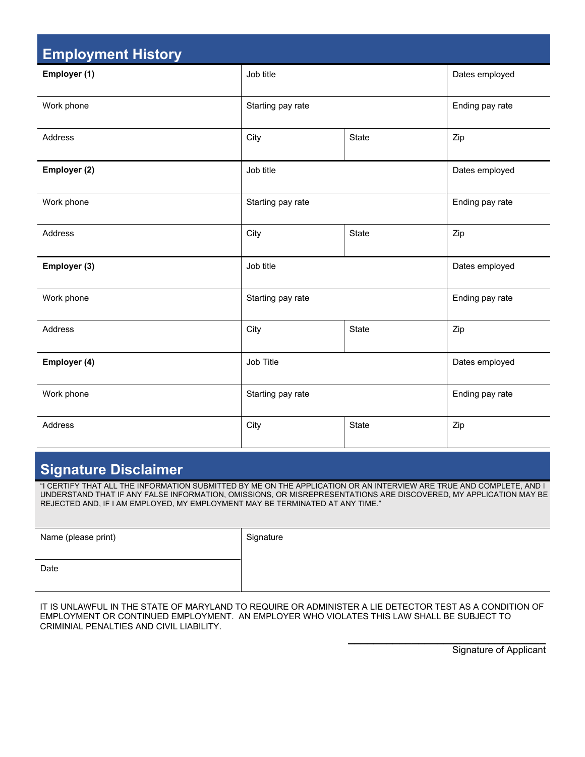## Employment History

| | | | |
|---|---|---|---|
| **Employer (1)** | Job title | | Dates employed |
| Work phone | Starting pay rate | | Ending pay rate |
| Address | City | State | Zip |
| **Employer (2)** | Job title | | Dates employed |
| Work phone | Starting pay rate | | Ending pay rate |
| Address | City | State | Zip |
| **Employer (3)** | Job title | | Dates employed |
| Work phone | Starting pay rate | | Ending pay rate |
| Address | City | State | Zip |
| **Employer (4)** | Job Title | | Dates employed |
| Work phone | Starting pay rate | | Ending pay rate |
| Address | City | State | Zip |

## Signature Disclaimer

"I CERTIFY THAT ALL THE INFORMATION SUBMITTED BY ME ON THE APPLICATION OR AN INTERVIEW ARE TRUE AND COMPLETE, AND I UNDERSTAND THAT IF ANY FALSE INFORMATION, OMISSIONS, OR MISREPRESENTATIONS ARE DISCOVERED, MY APPLICATION MAY BE REJECTED AND, IF I AM EMPLOYED, MY EMPLOYMENT MAY BE TERMINATED AT ANY TIME."

| | |
|---|---|
| Name (please print) | Signature |
| Date | |

IT IS UNLAWFUL IN THE STATE OF MARYLAND TO REQUIRE OR ADMINISTER A LIE DETECTOR TEST AS A CONDITION OF EMPLOYMENT OR CONTINUED EMPLOYMENT. AN EMPLOYER WHO VIOLATES THIS LAW SHALL BE SUBJECT TO CRIMINIAL PENALTIES AND CIVIL LIABILITY.

______________________________

Signature of Applicant